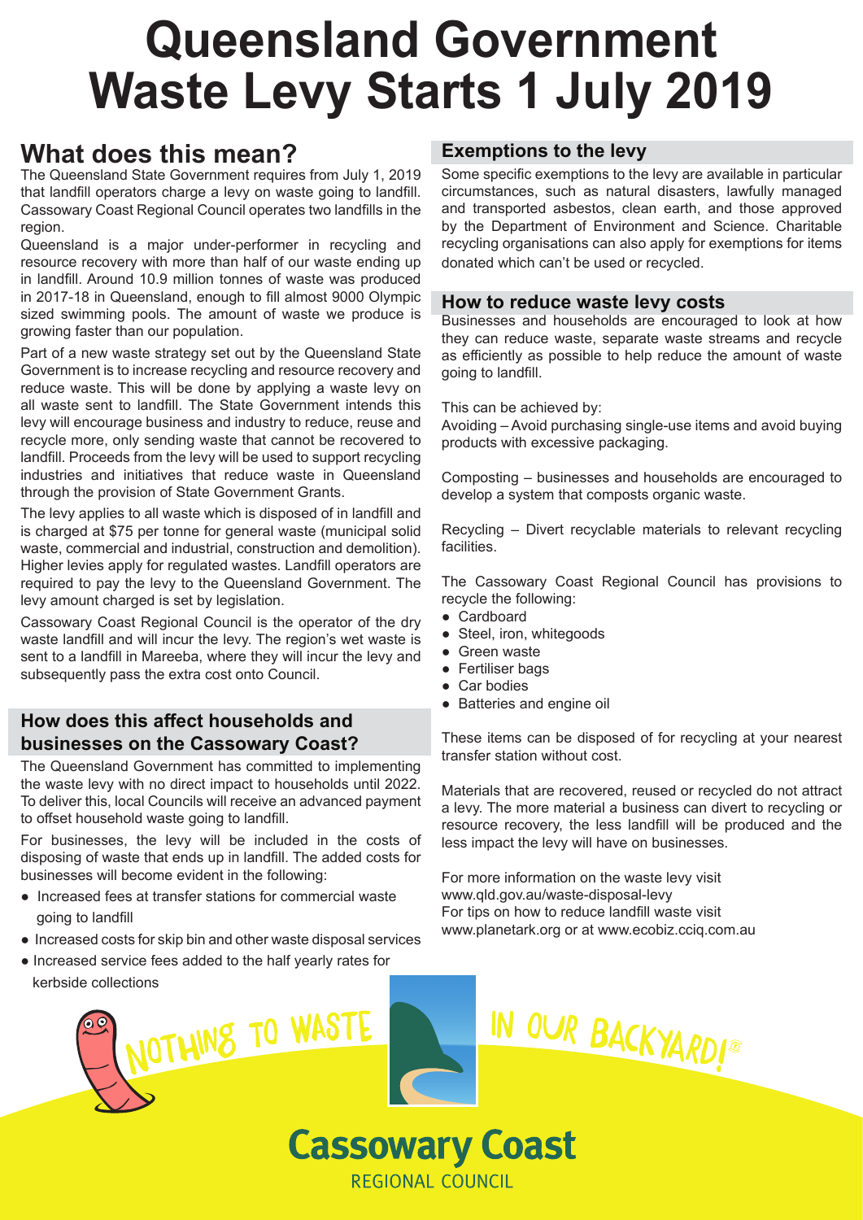# Queensland Government Waste Levy Starts 1 July 2019

## What does this mean?

The Queensland State Government requires from July 1, 2019 that landfill operators charge a levy on waste going to landfill. Cassowary Coast Regional Council operates two landfills in the region.

Queensland is a major under-performer in recycling and resource recovery with more than half of our waste ending up in landfill. Around 10.9 million tonnes of waste was produced in 2017-18 in Queensland, enough to fill almost 9000 Olympic sized swimming pools. The amount of waste we produce is growing faster than our population.

Part of a new waste strategy set out by the Queensland State Government is to increase recycling and resource recovery and reduce waste. This will be done by applying a waste levy on all waste sent to landfill. The State Government intends this levy will encourage business and industry to reduce, reuse and recycle more, only sending waste that cannot be recovered to landfill. Proceeds from the levy will be used to support recycling industries and initiatives that reduce waste in Queensland through the provision of State Government Grants.

The levy applies to all waste which is disposed of in landfill and is charged at $75 per tonne for general waste (municipal solid waste, commercial and industrial, construction and demolition). Higher levies apply for regulated wastes. Landfill operators are required to pay the levy to the Queensland Government. The levy amount charged is set by legislation.

Cassowary Coast Regional Council is the operator of the dry waste landfill and will incur the levy. The region's wet waste is sent to a landfill in Mareeba, where they will incur the levy and subsequently pass the extra cost onto Council.

### How does this affect households and businesses on the Cassowary Coast?

The Queensland Government has committed to implementing the waste levy with no direct impact to households until 2022. To deliver this, local Councils will receive an advanced payment to offset household waste going to landfill.

For businesses, the levy will be included in the costs of disposing of waste that ends up in landfill. The added costs for businesses will become evident in the following:

- Increased fees at transfer stations for commercial waste going to landfill
- Increased costs for skip bin and other waste disposal services
- Increased service fees added to the half yearly rates for kerbside collections

### Exemptions to the levy

Some specific exemptions to the levy are available in particular circumstances, such as natural disasters, lawfully managed and transported asbestos, clean earth, and those approved by the Department of Environment and Science. Charitable recycling organisations can also apply for exemptions for items donated which can't be used or recycled.

### How to reduce waste levy costs

Businesses and households are encouraged to look at how they can reduce waste, separate waste streams and recycle as efficiently as possible to help reduce the amount of waste going to landfill.

This can be achieved by:

Avoiding – Avoid purchasing single-use items and avoid buying products with excessive packaging.

Composting – businesses and households are encouraged to develop a system that composts organic waste.

Recycling – Divert recyclable materials to relevant recycling facilities.

The Cassowary Coast Regional Council has provisions to recycle the following:

- Cardboard
- Steel, iron, whitegoods
- Green waste
- Fertiliser bags
- Car bodies
- Batteries and engine oil

These items can be disposed of for recycling at your nearest transfer station without cost.

Materials that are recovered, reused or recycled do not attract a levy. The more material a business can divert to recycling or resource recovery, the less landfill will be produced and the less impact the levy will have on businesses.

For more information on the waste levy visit www.qld.gov.au/waste-disposal-levy
For tips on how to reduce landfill waste visit www.planetark.org or at www.ecobiz.ccig.com.au

NOTHING TO WASTE IN OUR BACKYARD!®

**Cassowary Coast**
REGIONAL COUNCIL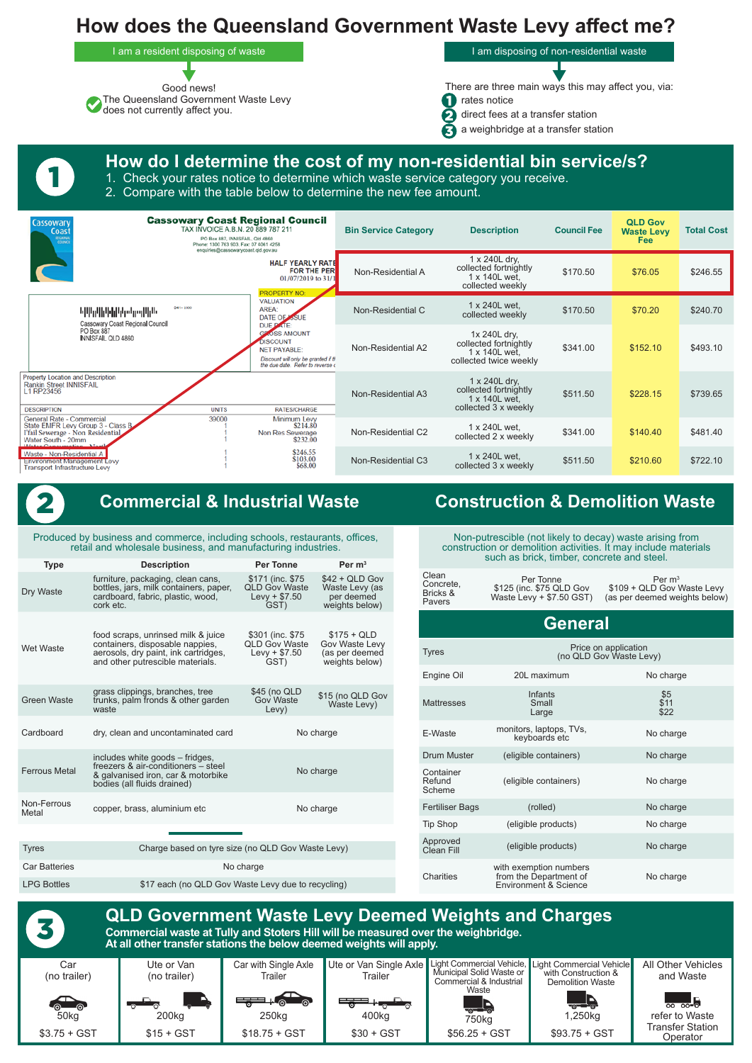# How does the Queensland Government Waste Levy affect me?

**I am a resident disposing of waste**

Good news!
The Queensland Government Waste Levy does not currently affect you.

**I am disposing of non-residential waste**

There are three main ways this may affect you, via:

1. rates notice
2. direct fees at a transfer station
3. a weighbridge at a transfer station

## 1 How do I determine the cost of my non-residential bin service/s?

1. Check your rates notice to determine which waste service category you receive.
2. Compare with the table below to determine the new fee amount.

Cassowary Coast Regional Council
TAX INVOICE A.B.N. 20 889 787 211
PO Box 887, INNISFAIL, Qld 4860
Phone: 1300 763 903. Fax: 07 4061 4258
enquiries@cassowarycoast.qld.gov.au

HALF YEARLY RATE
FOR THE PER
01/07/2019 to 31/1

PROPERTY NO:
VALUATION
AREA:
DATE OF ISSUE
DUE DATE:
GROSS AMOUNT
DISCOUNT
NET PAYABLE:

*Discount will only be granted if the ... the due date. Refer to reverse ...*

Cassowary Coast Regional Council
PO Box 887
INNISFAIL QLD 4860

Property Location and Description
Rankin Street INNISFAIL
L1 RP23456

| DESCRIPTION | UNITS | RATES/CHARGE |
|---|---|---|
| General Rate - Commercial | 39000 | Minimum Levy |
| State EMFR Levy Group 3 - Class B | 1 | $214.80 |
| I'fail Sewerage - Non Residential | 1 | Non Res Sewerage |
| Water South - 20mm | 1 | $232.00 |
| Waste - Non-Residential A | 1 | $246.55 |
| Environment Management Levy | 1 | $103.00 |
| Transport Infrastructure Levy | 1 | $68.00 |

| Bin Service Category | Description | Council Fee | QLD Gov Waste Levy Fee | Total Cost |
|---|---|---|---|---|
| Non-Residential A | 1 x 240L dry, collected fortnightly 1 x 140L wet, collected weekly | $170.50 | $76.05 | $246.55 |
| Non-Residential C | 1 x 240L wet, collected weekly | $170.50 | $70.20 | $240.70 |
| Non-Residential A2 | 1x 240L dry, collected fortnightly 1 x 140L wet, collected twice weekly | $341.00 | $152.10 | $493.10 |
| Non-Residential A3 | 1 x 240L dry, collected fortnightly 1 x 140L wet, collected 3 x weekly | $511.50 | $228.15 | $739.65 |
| Non-Residential C2 | 1 x 240L wet, collected 2 x weekly | $341.00 | $140.40 | $481.40 |
| Non-Residential C3 | 1 x 240L wet, collected 3 x weekly | $511.50 | $210.60 | $722.10 |

## 2 Commercial & Industrial Waste

Produced by business and commerce, including schools, restaurants, offices, retail and wholesale business, and manufacturing industries.

| Type | Description | Per Tonne | Per m³ |
|---|---|---|---|
| Dry Waste | furniture, packaging, clean cans, bottles, jars, milk containers, paper, cardboard, fabric, plastic, wood, cork etc. | $171 (inc. $75 QLD Gov Waste Levy + $7.50 GST) | $42 + QLD Gov Waste Levy (as per deemed weights below) |
| Wet Waste | food scraps, unrinsed milk & juice containers, disposable nappies, aerosols, dry paint, ink cartridges, and other putrescible materials. | $301 (inc. $75 QLD Gov Waste Levy + $7.50 GST) | $175 + QLD Gov Waste Levy (as per deemed weights below) |
| Green Waste | grass clippings, branches, tree trunks, palm fronds & other garden waste | $45 (no QLD Gov Waste Levy) | $15 (no QLD Gov Waste Levy) |
| Cardboard | dry, clean and uncontaminated card | No charge | |
| Ferrous Metal | includes white goods – fridges, freezers & air-conditioners – steel & galvanised iron, car & motorbike bodies (all fluids drained) | No charge | |
| Non-Ferrous Metal | copper, brass, aluminium etc | No charge | |

| | |
|---|---|
| Tyres | Charge based on tyre size (no QLD Gov Waste Levy) |
| Car Batteries | No charge |
| LPG Bottles | $17 each (no QLD Gov Waste Levy due to recycling) |

## Construction & Demolition Waste

Non-putrescible (not likely to decay) waste arising from construction or demolition activities. It may include materials such as brick, timber, concrete and steel.

| | Per Tonne | Per m³ |
|---|---|---|
| Clean Concrete, Bricks & Pavers | $125 (inc. $75 QLD Gov Waste Levy + $7.50 GST) | $109 + QLD Gov Waste Levy (as per deemed weights below) |

## General

| | | |
|---|---|---|
| Tyres | Price on application (no QLD Gov Waste Levy) | |
| Engine Oil | 20L maximum | No charge |
| Mattresses | Infants<br>Small<br>Large | $5<br>$11<br>$22 |
| E-Waste | monitors, laptops, TVs, keyboards etc | No charge |
| Drum Muster | (eligible containers) | No charge |
| Container Refund Scheme | (eligible containers) | No charge |
| Fertiliser Bags | (rolled) | No charge |
| Tip Shop | (eligible products) | No charge |
| Approved Clean Fill | (eligible products) | No charge |
| Charities | with exemption numbers from the Department of Environment & Science | No charge |

## 3 QLD Government Waste Levy Deemed Weights and Charges

**Commercial waste at Tully and Stoters Hill will be measured over the weighbridge.**
**At all other transfer stations the below deemed weights will apply.**

| Car (no trailer) | Ute or Van (no trailer) | Car with Single Axle Trailer | Ute or Van Single Axle Trailer | Light Commercial Vehicle, Municipal Solid Waste or Commercial & Industrial Waste | Light Commercial Vehicle with Construction & Demolition Waste | All Other Vehicles and Waste |
|---|---|---|---|---|---|---|
| 50kg | 200kg | 250kg | 400kg | 750kg | 1,250kg | refer to Waste Transfer Station Operator |
| $3.75 + GST | $15 + GST | $18.75 + GST | $30 + GST | $56.25 + GST | $93.75 + GST | |